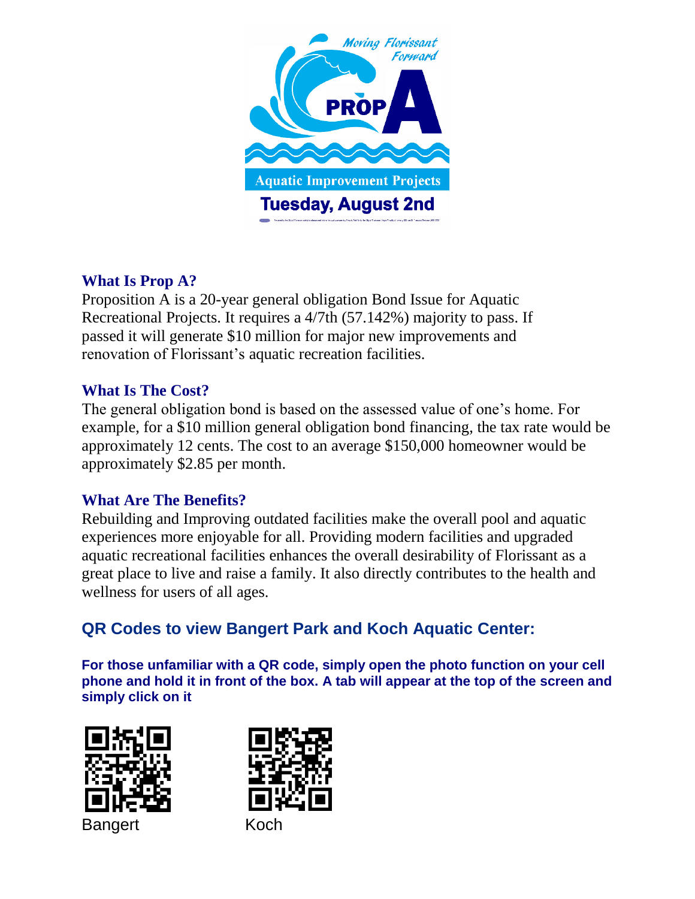Moving Florissant Forward

PROP A

Aquatic Improvement Projects

Tuesday, August 2nd

### What Is Prop A?

Proposition A is a 20-year general obligation Bond Issue for Aquatic Recreational Projects. It requires a 4/7th (57.142%) majority to pass. If passed it will generate $10 million for major new improvements and renovation of Florissant's aquatic recreation facilities.

### What Is The Cost?

The general obligation bond is based on the assessed value of one's home. For example, for a $10 million general obligation bond financing, the tax rate would be approximately 12 cents. The cost to an average $150,000 homeowner would be approximately $2.85 per month.

### What Are The Benefits?

Rebuilding and Improving outdated facilities make the overall pool and aquatic experiences more enjoyable for all. Providing modern facilities and upgraded aquatic recreational facilities enhances the overall desirability of Florissant as a great place to live and raise a family. It also directly contributes to the health and wellness for users of all ages.

## QR Codes to view Bangert Park and Koch Aquatic Center:

**For those unfamiliar with a QR code, simply open the photo function on your cell phone and hold it in front of the box. A tab will appear at the top of the screen and simply click on it**

Bangert

Koch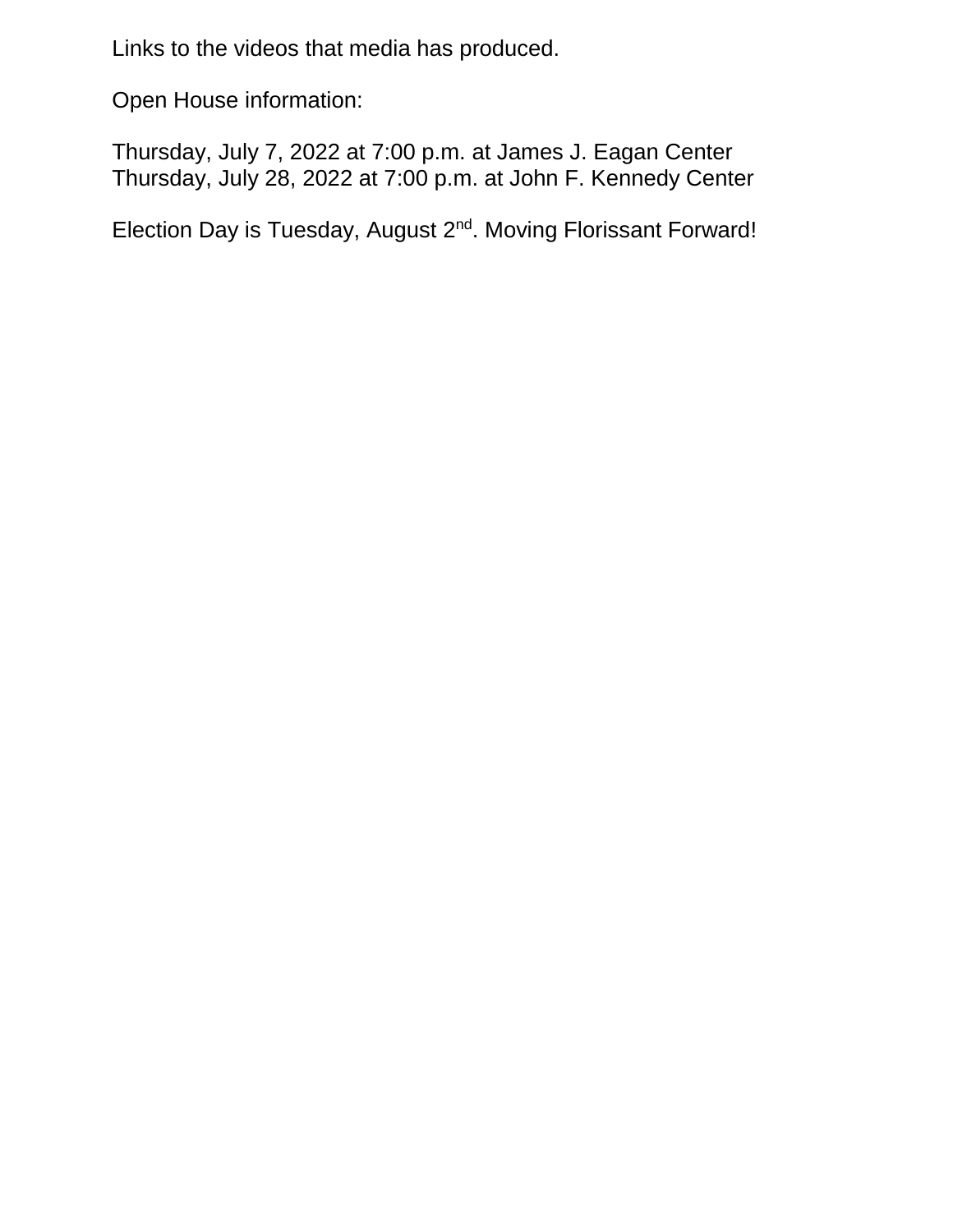Links to the videos that media has produced.

Open House information:

Thursday, July 7, 2022 at 7:00 p.m. at James J. Eagan Center
Thursday, July 28, 2022 at 7:00 p.m. at John F. Kennedy Center

Election Day is Tuesday, August 2nd. Moving Florissant Forward!